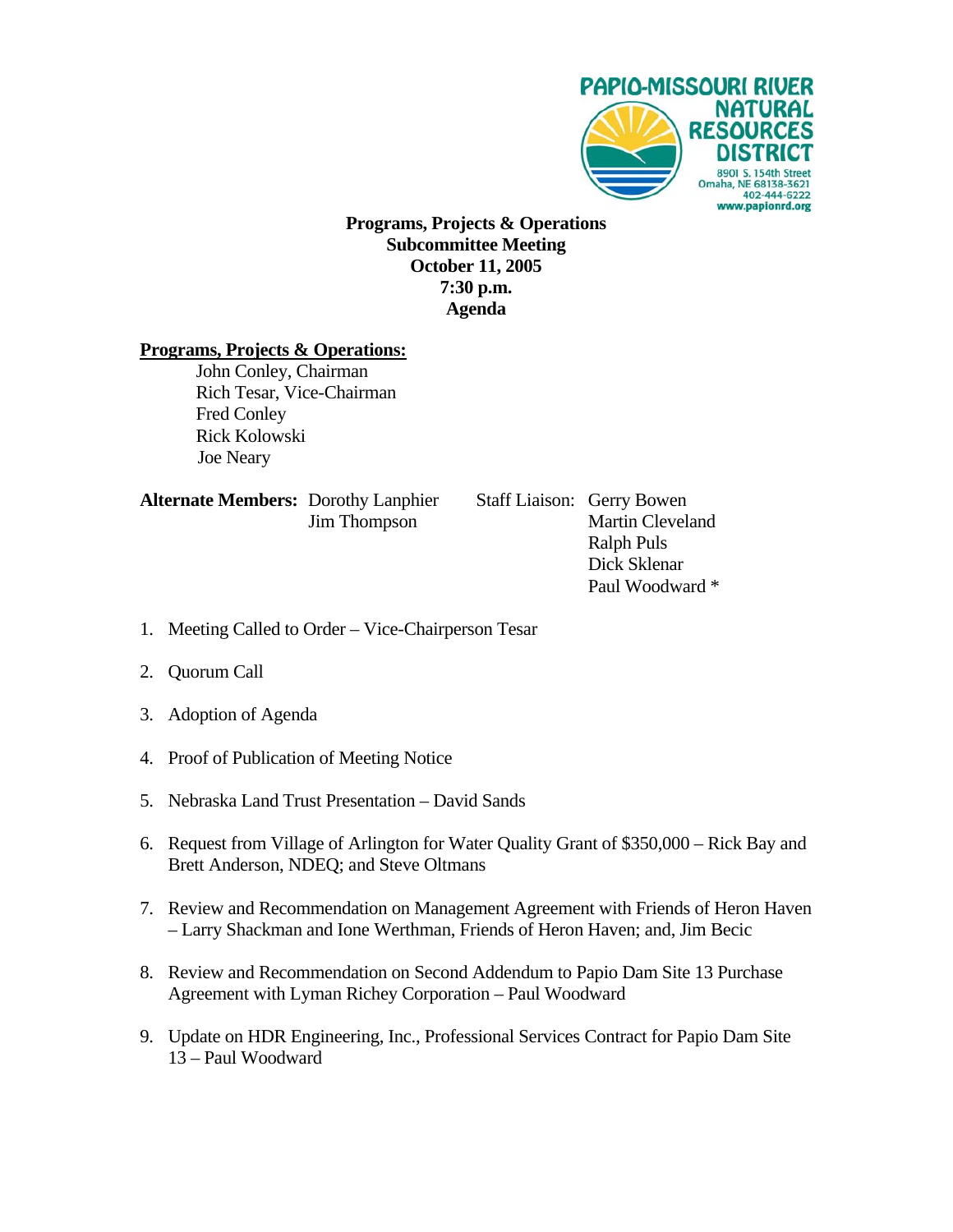PAPIO-MISSOURI RIVER NATURAL RESOURCES DISTRICT
8901 S. 154th Street
Omaha, NE 68138-3621
402-444-6222
www.papionrd.org

**Programs, Projects & Operations**
**Subcommittee Meeting**
**October 11, 2005**
**7:30 p.m.**
**Agenda**

**Programs, Projects & Operations:**

John Conley, Chairman
Rich Tesar, Vice-Chairman
Fred Conley
Rick Kolowski
Joe Neary

**Alternate Members:** Dorothy Lanphier
Jim Thompson

Staff Liaison: Gerry Bowen
Martin Cleveland
Ralph Puls
Dick Sklenar
Paul Woodward *

1. Meeting Called to Order – Vice-Chairperson Tesar
2. Quorum Call
3. Adoption of Agenda
4. Proof of Publication of Meeting Notice
5. Nebraska Land Trust Presentation – David Sands
6. Request from Village of Arlington for Water Quality Grant of $350,000 – Rick Bay and Brett Anderson, NDEQ; and Steve Oltmans
7. Review and Recommendation on Management Agreement with Friends of Heron Haven – Larry Shackman and Ione Werthman, Friends of Heron Haven; and, Jim Becic
8. Review and Recommendation on Second Addendum to Papio Dam Site 13 Purchase Agreement with Lyman Richey Corporation – Paul Woodward
9. Update on HDR Engineering, Inc., Professional Services Contract for Papio Dam Site 13 – Paul Woodward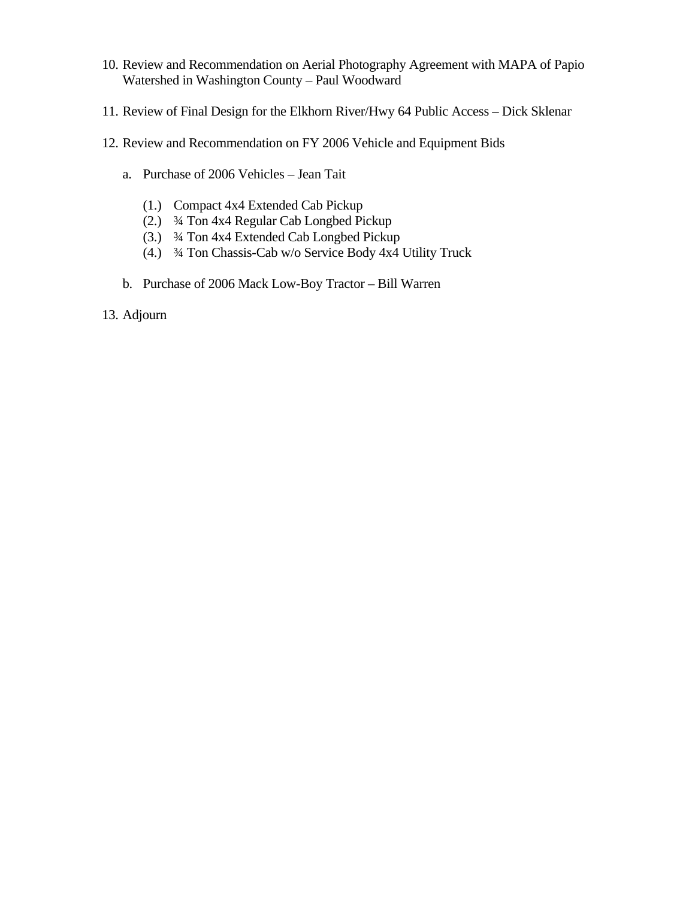10. Review and Recommendation on Aerial Photography Agreement with MAPA of Papio Watershed in Washington County – Paul Woodward

11. Review of Final Design for the Elkhorn River/Hwy 64 Public Access – Dick Sklenar

12. Review and Recommendation on FY 2006 Vehicle and Equipment Bids

    a. Purchase of 2006 Vehicles – Jean Tait

        (1.) Compact 4x4 Extended Cab Pickup
        (2.) ¾ Ton 4x4 Regular Cab Longbed Pickup
        (3.) ¾ Ton 4x4 Extended Cab Longbed Pickup
        (4.) ¾ Ton Chassis-Cab w/o Service Body 4x4 Utility Truck

    b. Purchase of 2006 Mack Low-Boy Tractor – Bill Warren

13. Adjourn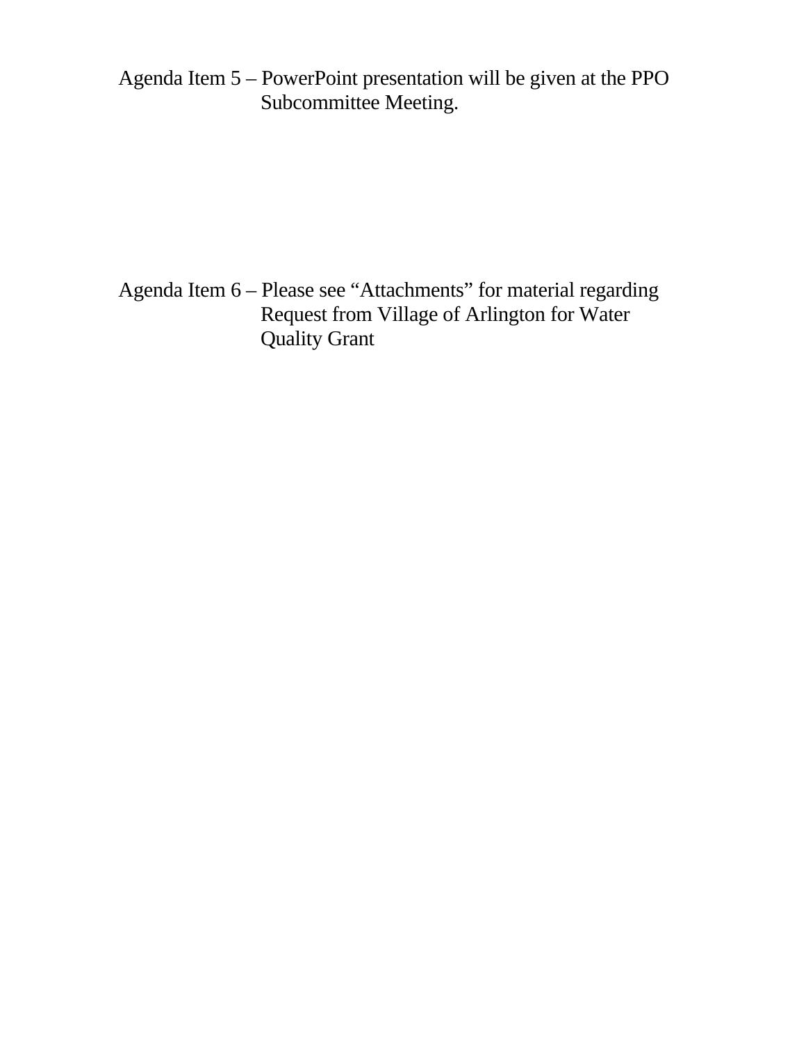Agenda Item 5 – PowerPoint presentation will be given at the PPO Subcommittee Meeting.

Agenda Item 6 – Please see "Attachments" for material regarding Request from Village of Arlington for Water Quality Grant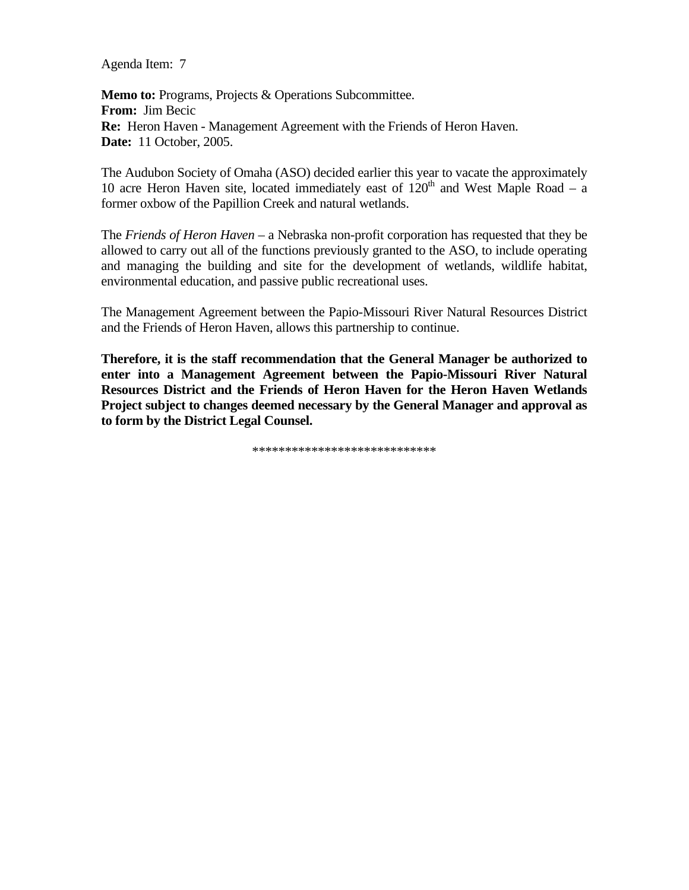Agenda Item: 7

**Memo to:** Programs, Projects & Operations Subcommittee.
**From:** Jim Becic
**Re:** Heron Haven - Management Agreement with the Friends of Heron Haven.
**Date:** 11 October, 2005.

The Audubon Society of Omaha (ASO) decided earlier this year to vacate the approximately 10 acre Heron Haven site, located immediately east of 120$^{th}$ and West Maple Road – a former oxbow of the Papillion Creek and natural wetlands.

The *Friends of Heron Haven* – a Nebraska non-profit corporation has requested that they be allowed to carry out all of the functions previously granted to the ASO, to include operating and managing the building and site for the development of wetlands, wildlife habitat, environmental education, and passive public recreational uses.

The Management Agreement between the Papio-Missouri River Natural Resources District and the Friends of Heron Haven, allows this partnership to continue.

**Therefore, it is the staff recommendation that the General Manager be authorized to enter into a Management Agreement between the Papio-Missouri River Natural Resources District and the Friends of Heron Haven for the Heron Haven Wetlands Project subject to changes deemed necessary by the General Manager and approval as to form by the District Legal Counsel.**

****************************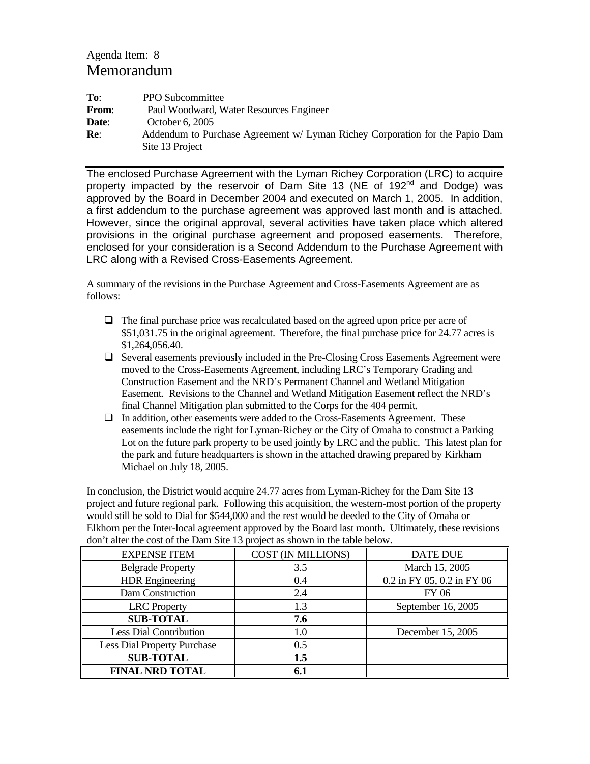Agenda Item: 8

# Memorandum

**To**: PPO Subcommittee
**From**: Paul Woodward, Water Resources Engineer
**Date**: October 6, 2005
**Re**: Addendum to Purchase Agreement w/ Lyman Richey Corporation for the Papio Dam Site 13 Project

---

The enclosed Purchase Agreement with the Lyman Richey Corporation (LRC) to acquire property impacted by the reservoir of Dam Site 13 (NE of 192nd and Dodge) was approved by the Board in December 2004 and executed on March 1, 2005. In addition, a first addendum to the purchase agreement was approved last month and is attached. However, since the original approval, several activities have taken place which altered provisions in the original purchase agreement and proposed easements. Therefore, enclosed for your consideration is a Second Addendum to the Purchase Agreement with LRC along with a Revised Cross-Easements Agreement.

A summary of the revisions in the Purchase Agreement and Cross-Easements Agreement are as follows:

- The final purchase price was recalculated based on the agreed upon price per acre of $51,031.75 in the original agreement. Therefore, the final purchase price for 24.77 acres is $1,264,056.40.
- Several easements previously included in the Pre-Closing Cross Easements Agreement were moved to the Cross-Easements Agreement, including LRC's Temporary Grading and Construction Easement and the NRD's Permanent Channel and Wetland Mitigation Easement. Revisions to the Channel and Wetland Mitigation Easement reflect the NRD's final Channel Mitigation plan submitted to the Corps for the 404 permit.
- In addition, other easements were added to the Cross-Easements Agreement. These easements include the right for Lyman-Richey or the City of Omaha to construct a Parking Lot on the future park property to be used jointly by LRC and the public. This latest plan for the park and future headquarters is shown in the attached drawing prepared by Kirkham Michael on July 18, 2005.

In conclusion, the District would acquire 24.77 acres from Lyman-Richey for the Dam Site 13 project and future regional park. Following this acquisition, the western-most portion of the property would still be sold to Dial for $544,000 and the rest would be deeded to the City of Omaha or Elkhorn per the Inter-local agreement approved by the Board last month. Ultimately, these revisions don't alter the cost of the Dam Site 13 project as shown in the table below.

| EXPENSE ITEM | COST (IN MILLIONS) | DATE DUE |
|---|---|---|
| Belgrade Property | 3.5 | March 15, 2005 |
| HDR Engineering | 0.4 | 0.2 in FY 05, 0.2 in FY 06 |
| Dam Construction | 2.4 | FY 06 |
| LRC Property | 1.3 | September 16, 2005 |
| **SUB-TOTAL** | **7.6** | |
| Less Dial Contribution | 1.0 | December 15, 2005 |
| Less Dial Property Purchase | 0.5 | |
| **SUB-TOTAL** | **1.5** | |
| **FINAL NRD TOTAL** | **6.1** | |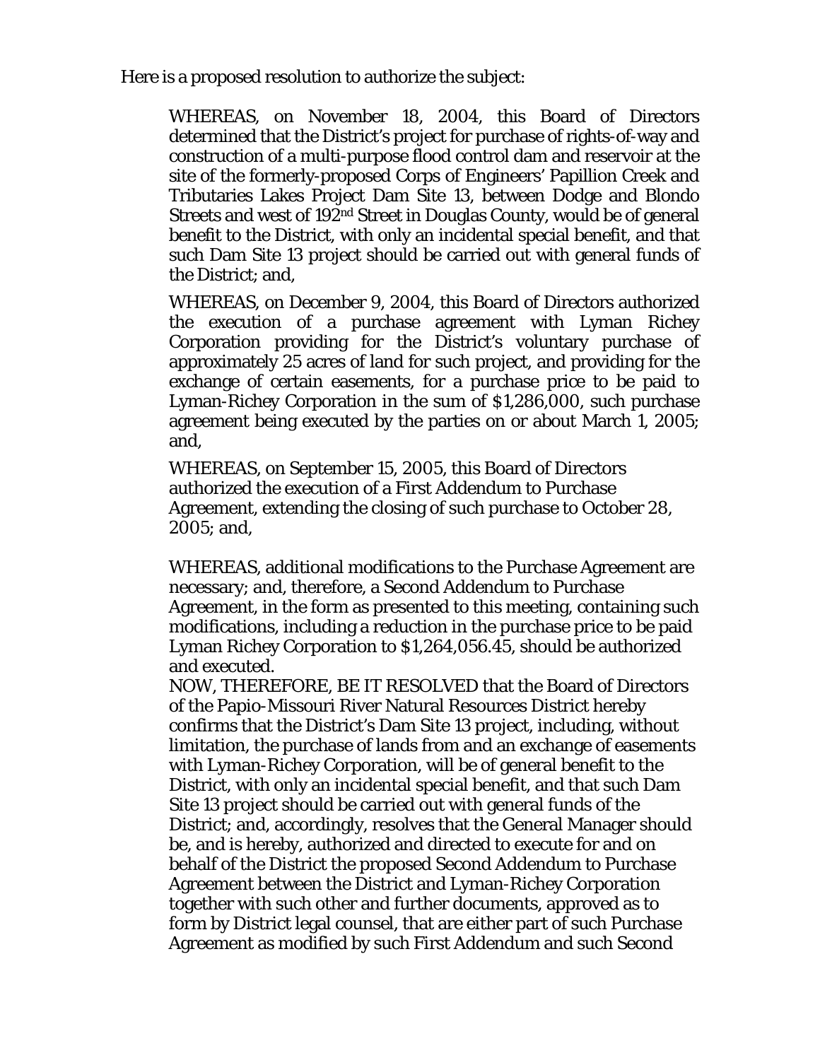Here is a proposed resolution to authorize the subject:

> WHEREAS, on November 18, 2004, this Board of Directors determined that the District's project for purchase of rights-of-way and construction of a multi-purpose flood control dam and reservoir at the site of the formerly-proposed Corps of Engineers' Papillion Creek and Tributaries Lakes Project Dam Site 13, between Dodge and Blondo Streets and west of 192nd Street in Douglas County, would be of general benefit to the District, with only an incidental special benefit, and that such Dam Site 13 project should be carried out with general funds of the District; and,
>
> WHEREAS, on December 9, 2004, this Board of Directors authorized the execution of a purchase agreement with Lyman Richey Corporation providing for the District's voluntary purchase of approximately 25 acres of land for such project, and providing for the exchange of certain easements, for a purchase price to be paid to Lyman-Richey Corporation in the sum of $1,286,000, such purchase agreement being executed by the parties on or about March 1, 2005; and,
>
> WHEREAS, on September 15, 2005, this Board of Directors authorized the execution of a First Addendum to Purchase Agreement, extending the closing of such purchase to October 28, 2005; and,
>
> WHEREAS, additional modifications to the Purchase Agreement are necessary; and, therefore, a Second Addendum to Purchase Agreement, in the form as presented to this meeting, containing such modifications, including a reduction in the purchase price to be paid Lyman Richey Corporation to $1,264,056.45, should be authorized and executed.
>
> NOW, THEREFORE, BE IT RESOLVED that the Board of Directors of the Papio-Missouri River Natural Resources District hereby confirms that the District's Dam Site 13 project, including, without limitation, the purchase of lands from and an exchange of easements with Lyman-Richey Corporation, will be of general benefit to the District, with only an incidental special benefit, and that such Dam Site 13 project should be carried out with general funds of the District; and, accordingly, resolves that the General Manager should be, and is hereby, authorized and directed to execute for and on behalf of the District the proposed Second Addendum to Purchase Agreement between the District and Lyman-Richey Corporation together with such other and further documents, approved as to form by District legal counsel, that are either part of such Purchase Agreement as modified by such First Addendum and such Second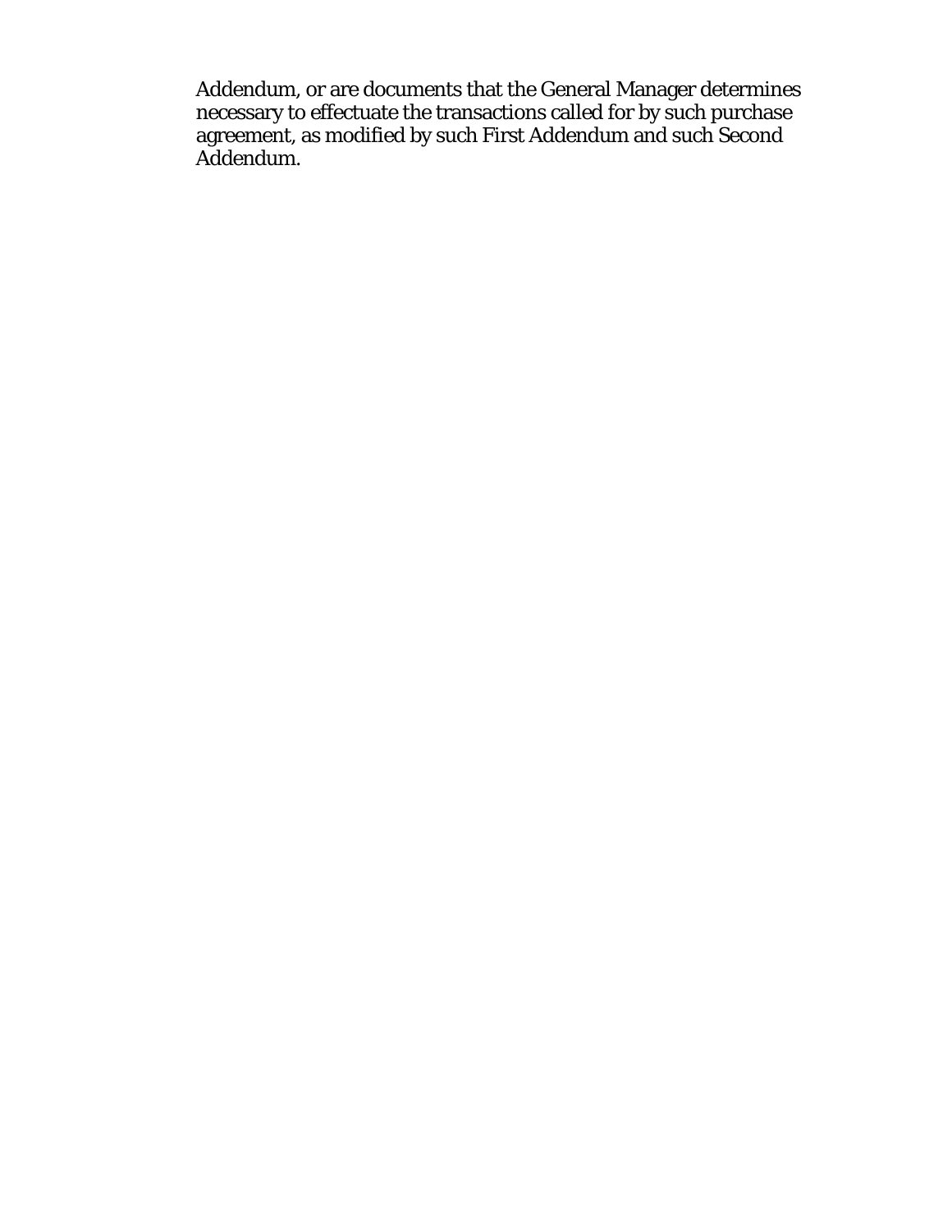Addendum, or are documents that the General Manager determines necessary to effectuate the transactions called for by such purchase agreement, as modified by such First Addendum and such Second Addendum.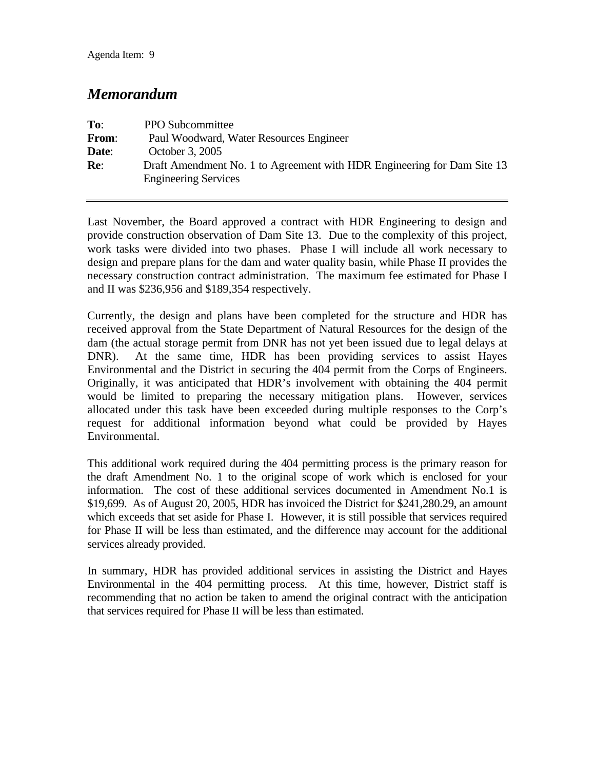Agenda Item: 9

# *Memorandum*

**To**: PPO Subcommittee
**From**: Paul Woodward, Water Resources Engineer
**Date**: October 3, 2005
**Re**: Draft Amendment No. 1 to Agreement with HDR Engineering for Dam Site 13 Engineering Services

---

Last November, the Board approved a contract with HDR Engineering to design and provide construction observation of Dam Site 13. Due to the complexity of this project, work tasks were divided into two phases. Phase I will include all work necessary to design and prepare plans for the dam and water quality basin, while Phase II provides the necessary construction contract administration. The maximum fee estimated for Phase I and II was $236,956 and $189,354 respectively.

Currently, the design and plans have been completed for the structure and HDR has received approval from the State Department of Natural Resources for the design of the dam (the actual storage permit from DNR has not yet been issued due to legal delays at DNR). At the same time, HDR has been providing services to assist Hayes Environmental and the District in securing the 404 permit from the Corps of Engineers. Originally, it was anticipated that HDR's involvement with obtaining the 404 permit would be limited to preparing the necessary mitigation plans. However, services allocated under this task have been exceeded during multiple responses to the Corp's request for additional information beyond what could be provided by Hayes Environmental.

This additional work required during the 404 permitting process is the primary reason for the draft Amendment No. 1 to the original scope of work which is enclosed for your information. The cost of these additional services documented in Amendment No.1 is $19,699. As of August 20, 2005, HDR has invoiced the District for $241,280.29, an amount which exceeds that set aside for Phase I. However, it is still possible that services required for Phase II will be less than estimated, and the difference may account for the additional services already provided.

In summary, HDR has provided additional services in assisting the District and Hayes Environmental in the 404 permitting process. At this time, however, District staff is recommending that no action be taken to amend the original contract with the anticipation that services required for Phase II will be less than estimated.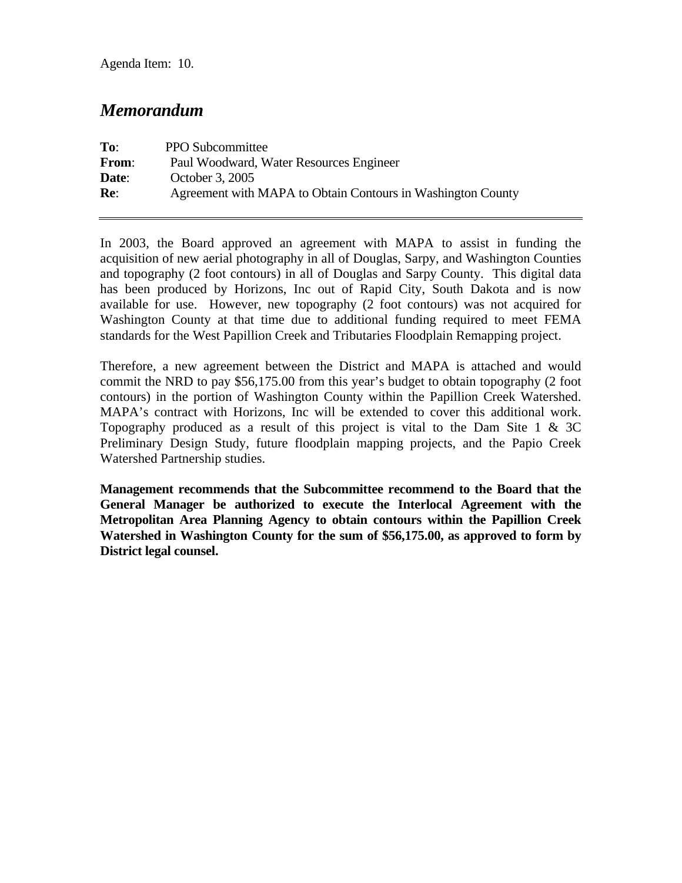Agenda Item: 10.

# *Memorandum*

**To**: PPO Subcommittee
**From**: Paul Woodward, Water Resources Engineer
**Date**: October 3, 2005
**Re**: Agreement with MAPA to Obtain Contours in Washington County

---

In 2003, the Board approved an agreement with MAPA to assist in funding the acquisition of new aerial photography in all of Douglas, Sarpy, and Washington Counties and topography (2 foot contours) in all of Douglas and Sarpy County. This digital data has been produced by Horizons, Inc out of Rapid City, South Dakota and is now available for use. However, new topography (2 foot contours) was not acquired for Washington County at that time due to additional funding required to meet FEMA standards for the West Papillion Creek and Tributaries Floodplain Remapping project.

Therefore, a new agreement between the District and MAPA is attached and would commit the NRD to pay $56,175.00 from this year's budget to obtain topography (2 foot contours) in the portion of Washington County within the Papillion Creek Watershed. MAPA's contract with Horizons, Inc will be extended to cover this additional work. Topography produced as a result of this project is vital to the Dam Site 1 & 3C Preliminary Design Study, future floodplain mapping projects, and the Papio Creek Watershed Partnership studies.

**Management recommends that the Subcommittee recommend to the Board that the General Manager be authorized to execute the Interlocal Agreement with the Metropolitan Area Planning Agency to obtain contours within the Papillion Creek Watershed in Washington County for the sum of $56,175.00, as approved to form by District legal counsel.**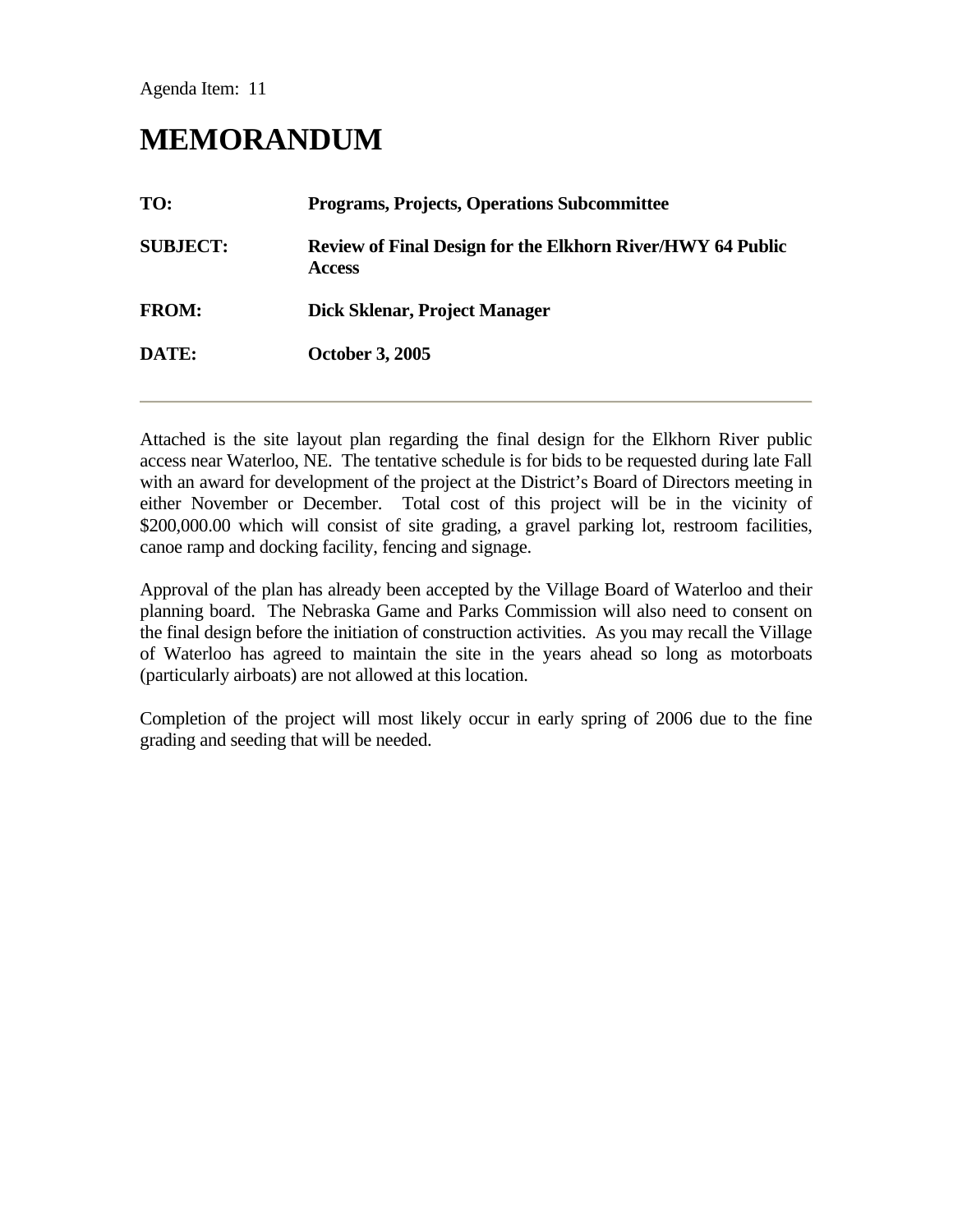Agenda Item: 11

# MEMORANDUM

**TO:** **Programs, Projects, Operations Subcommittee**

**SUBJECT:** **Review of Final Design for the Elkhorn River/HWY 64 Public Access**

**FROM:** **Dick Sklenar, Project Manager**

**DATE:** **October 3, 2005**

---

Attached is the site layout plan regarding the final design for the Elkhorn River public access near Waterloo, NE. The tentative schedule is for bids to be requested during late Fall with an award for development of the project at the District's Board of Directors meeting in either November or December. Total cost of this project will be in the vicinity of $200,000.00 which will consist of site grading, a gravel parking lot, restroom facilities, canoe ramp and docking facility, fencing and signage.

Approval of the plan has already been accepted by the Village Board of Waterloo and their planning board. The Nebraska Game and Parks Commission will also need to consent on the final design before the initiation of construction activities. As you may recall the Village of Waterloo has agreed to maintain the site in the years ahead so long as motorboats (particularly airboats) are not allowed at this location.

Completion of the project will most likely occur in early spring of 2006 due to the fine grading and seeding that will be needed.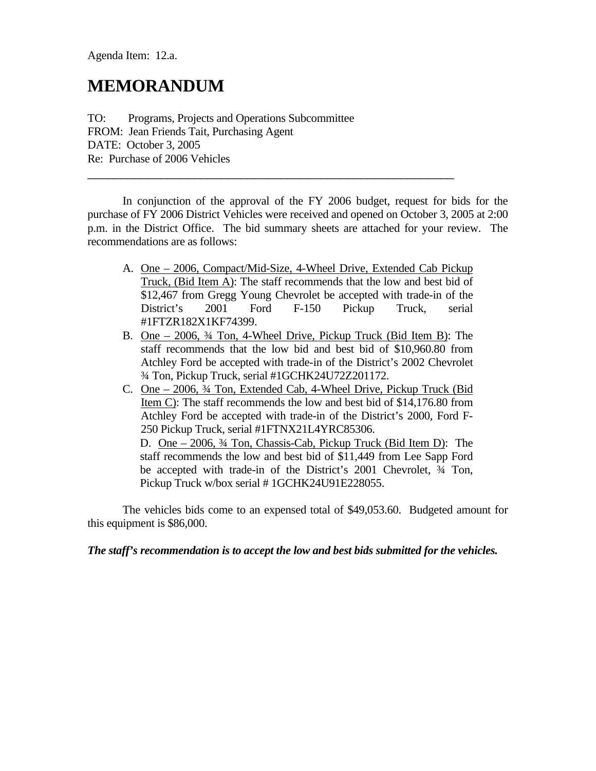Agenda Item: 12.a.

# MEMORANDUM

TO: Programs, Projects and Operations Subcommittee
FROM: Jean Friends Tait, Purchasing Agent
DATE: October 3, 2005
Re: Purchase of 2006 Vehicles

---

In conjunction of the approval of the FY 2006 budget, request for bids for the purchase of FY 2006 District Vehicles were received and opened on October 3, 2005 at 2:00 p.m. in the District Office. The bid summary sheets are attached for your review. The recommendations are as follows:

A. One – 2006, Compact/Mid-Size, 4-Wheel Drive, Extended Cab Pickup Truck, (Bid Item A): The staff recommends that the low and best bid of $12,467 from Gregg Young Chevrolet be accepted with trade-in of the District's 2001 Ford F-150 Pickup Truck, serial #1FTZR182X1KF74399.

B. One – 2006, ¾ Ton, 4-Wheel Drive, Pickup Truck (Bid Item B): The staff recommends that the low bid and best bid of $10,960.80 from Atchley Ford be accepted with trade-in of the District's 2002 Chevrolet ¾ Ton, Pickup Truck, serial #1GCHK24U72Z201172.

C. One – 2006, ¾ Ton, Extended Cab, 4-Wheel Drive, Pickup Truck (Bid Item C): The staff recommends the low and best bid of $14,176.80 from Atchley Ford be accepted with trade-in of the District's 2000, Ford F-250 Pickup Truck, serial #1FTNX21L4YRC85306.

D. One – 2006, ¾ Ton, Chassis-Cab, Pickup Truck (Bid Item D): The staff recommends the low and best bid of $11,449 from Lee Sapp Ford be accepted with trade-in of the District's 2001 Chevrolet, ¾ Ton, Pickup Truck w/box serial # 1GCHK24U91E228055.

The vehicles bids come to an expensed total of $49,053.60. Budgeted amount for this equipment is $86,000.

***The staff's recommendation is to accept the low and best bids submitted for the vehicles.***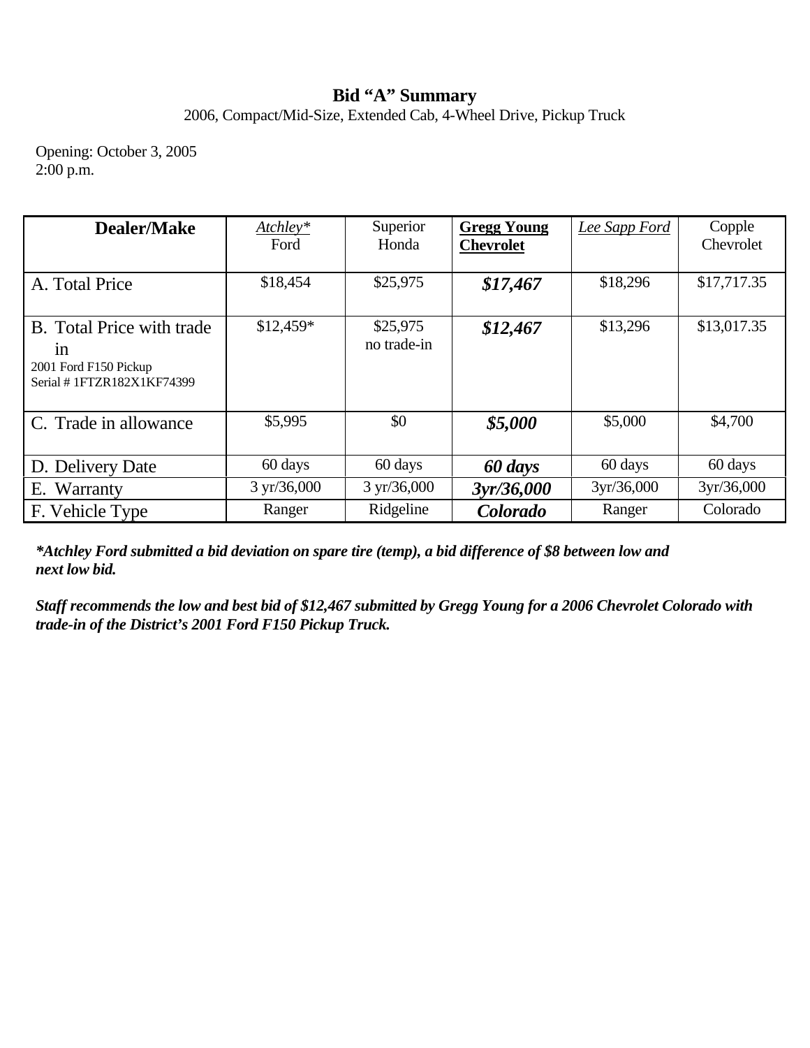**Bid “A” Summary**

2006, Compact/Mid-Size, Extended Cab, 4-Wheel Drive, Pickup Truck

Opening: October 3, 2005
2:00 p.m.

| **Dealer/Make** | *Atchley\** Ford | Superior Honda | **Gregg Young Chevrolet** | *Lee Sapp Ford* | Copple Chevrolet |
|---|---|---|---|---|---|
| A. Total Price | $18,454 | $25,975 | ***$17,467*** | $18,296 | $17,717.35 |
| B. Total Price with trade in<br>2001 Ford F150 Pickup<br>Serial # 1FTZR182X1KF74399 | $12,459* | $25,975<br>no trade-in | ***$12,467*** | $13,296 | $13,017.35 |
| C. Trade in allowance | $5,995 | $0 | ***$5,000*** | $5,000 | $4,700 |
| D. Delivery Date | 60 days | 60 days | ***60 days*** | 60 days | 60 days |
| E. Warranty | 3 yr/36,000 | 3 yr/36,000 | ***3yr/36,000*** | 3yr/36,000 | 3yr/36,000 |
| F. Vehicle Type | Ranger | Ridgeline | ***Colorado*** | Ranger | Colorado |

***Atchley Ford submitted a bid deviation on spare tire (temp), a bid difference of $8 between low and next low bid.***

***Staff recommends the low and best bid of $12,467 submitted by Gregg Young for a 2006 Chevrolet Colorado with trade-in of the District’s 2001 Ford F150 Pickup Truck.***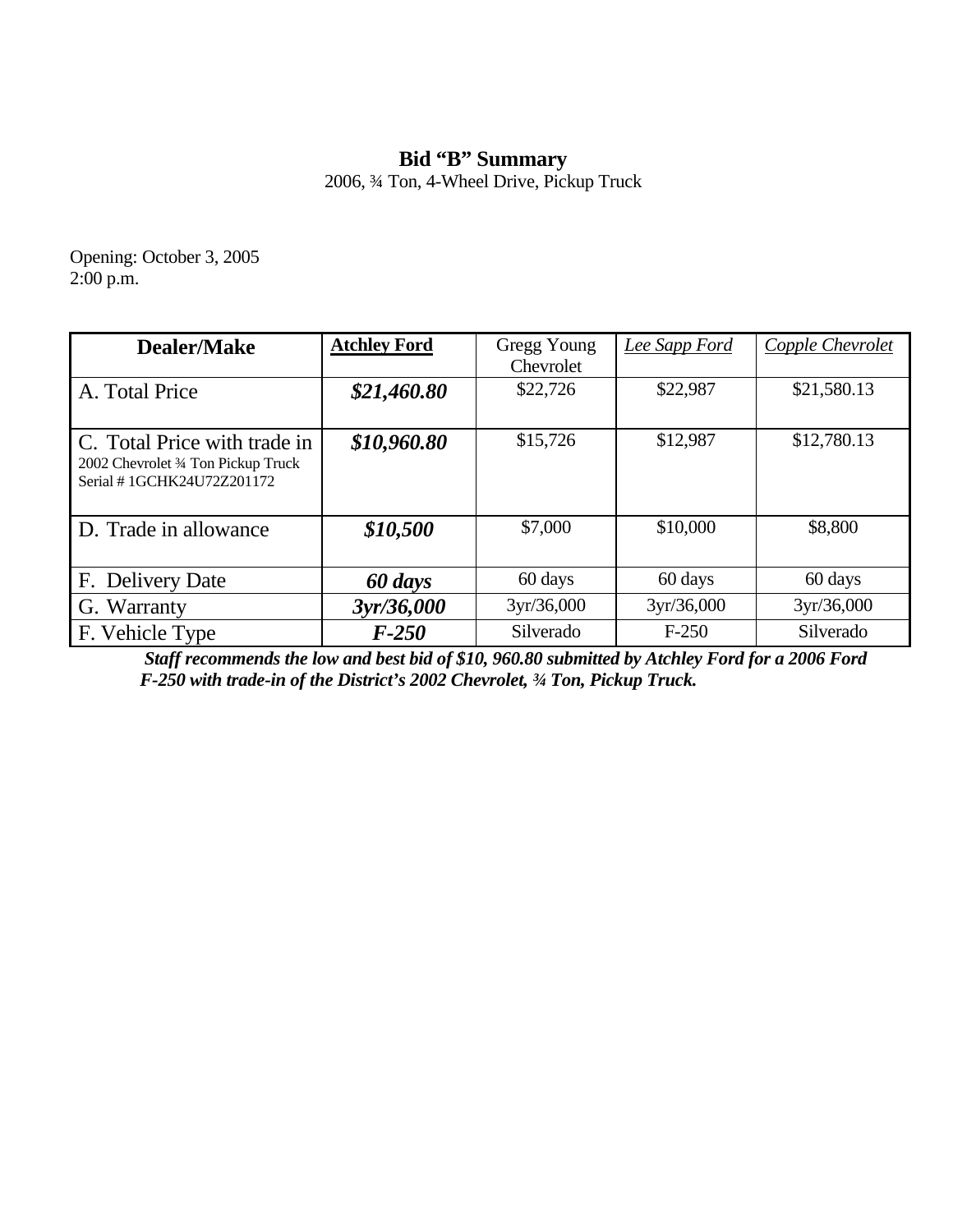## Bid "B" Summary

2006, ¾ Ton, 4-Wheel Drive, Pickup Truck

Opening: October 3, 2005
2:00 p.m.

| Dealer/Make | Atchley Ford | Gregg Young Chevrolet | *Lee Sapp Ford* | *Copple Chevrolet* |
|---|---|---|---|---|
| A. Total Price | ***$21,460.80*** | $22,726 | $22,987 | $21,580.13 |
| C. Total Price with trade in 2002 Chevrolet ¾ Ton Pickup Truck Serial # 1GCHK24U72Z201172 | ***$10,960.80*** | $15,726 | $12,987 | $12,780.13 |
| D. Trade in allowance | ***$10,500*** | $7,000 | $10,000 | $8,800 |
| F. Delivery Date | ***60 days*** | 60 days | 60 days | 60 days |
| G. Warranty | ***3yr/36,000*** | 3yr/36,000 | 3yr/36,000 | 3yr/36,000 |
| F. Vehicle Type | ***F-250*** | Silverado | F-250 | Silverado |

***Staff recommends the low and best bid of $10, 960.80 submitted by Atchley Ford for a 2006 Ford F-250 with trade-in of the District's 2002 Chevrolet, ¾ Ton, Pickup Truck.***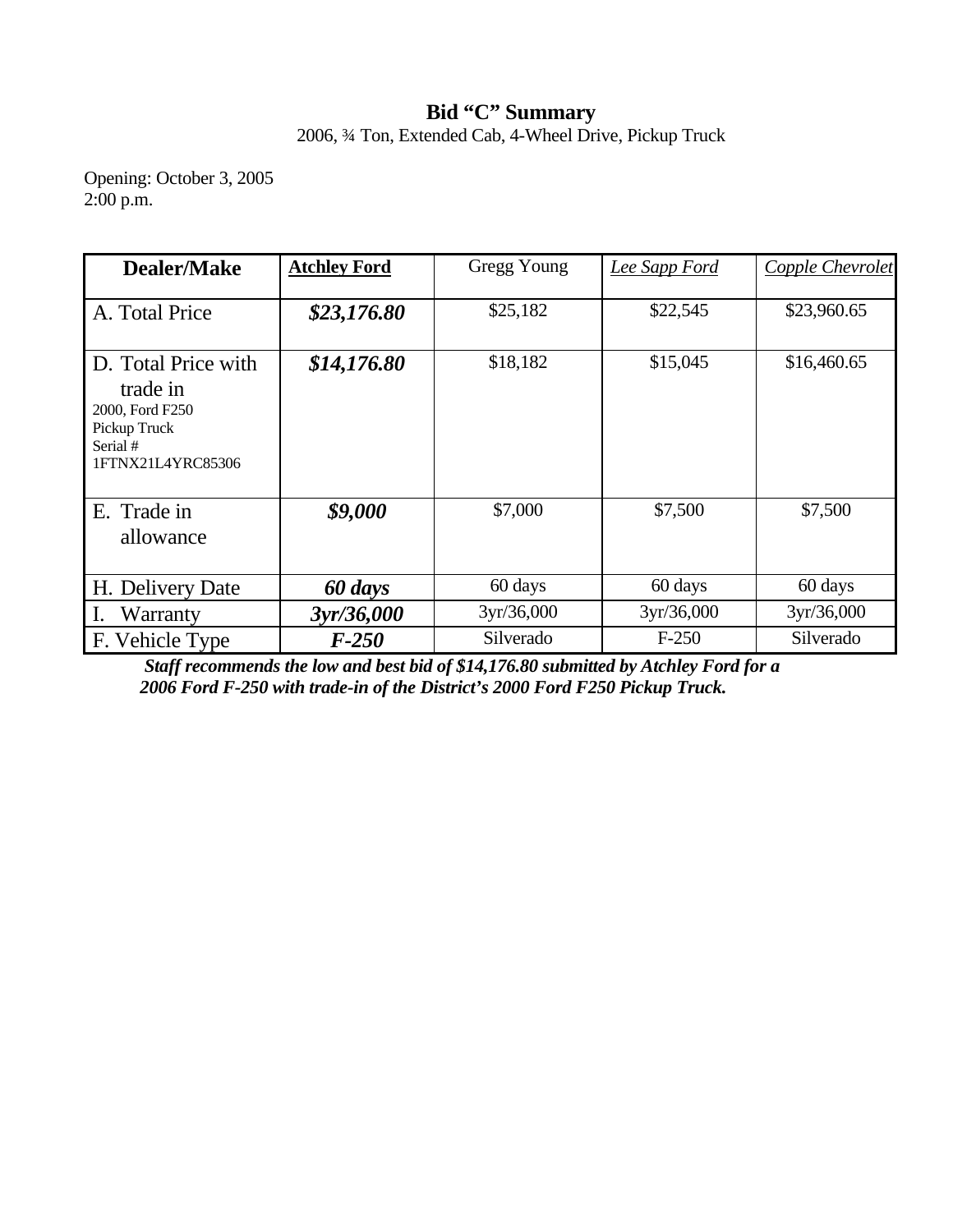## Bid "C" Summary

2006, ¾ Ton, Extended Cab, 4-Wheel Drive, Pickup Truck

Opening: October 3, 2005
2:00 p.m.

| **Dealer/Make** | **Atchley Ford** | Gregg Young | *Lee Sapp Ford* | *Copple Chevrolet* |
|---|---|---|---|---|
| A. Total Price | ***$23,176.80*** | $25,182 | $22,545 | $23,960.65 |
| D. Total Price with trade in 2000, Ford F250 Pickup Truck Serial # 1FTNX21L4YRC85306 | ***$14,176.80*** | $18,182 | $15,045 | $16,460.65 |
| E. Trade in allowance | ***$9,000*** | $7,000 | $7,500 | $7,500 |
| H. Delivery Date | ***60 days*** | 60 days | 60 days | 60 days |
| I. Warranty | ***3yr/36,000*** | 3yr/36,000 | 3yr/36,000 | 3yr/36,000 |
| F. Vehicle Type | ***F-250*** | Silverado | F-250 | Silverado |

***Staff recommends the low and best bid of $14,176.80 submitted by Atchley Ford for a 2006 Ford F-250 with trade-in of the District's 2000 Ford F250 Pickup Truck.***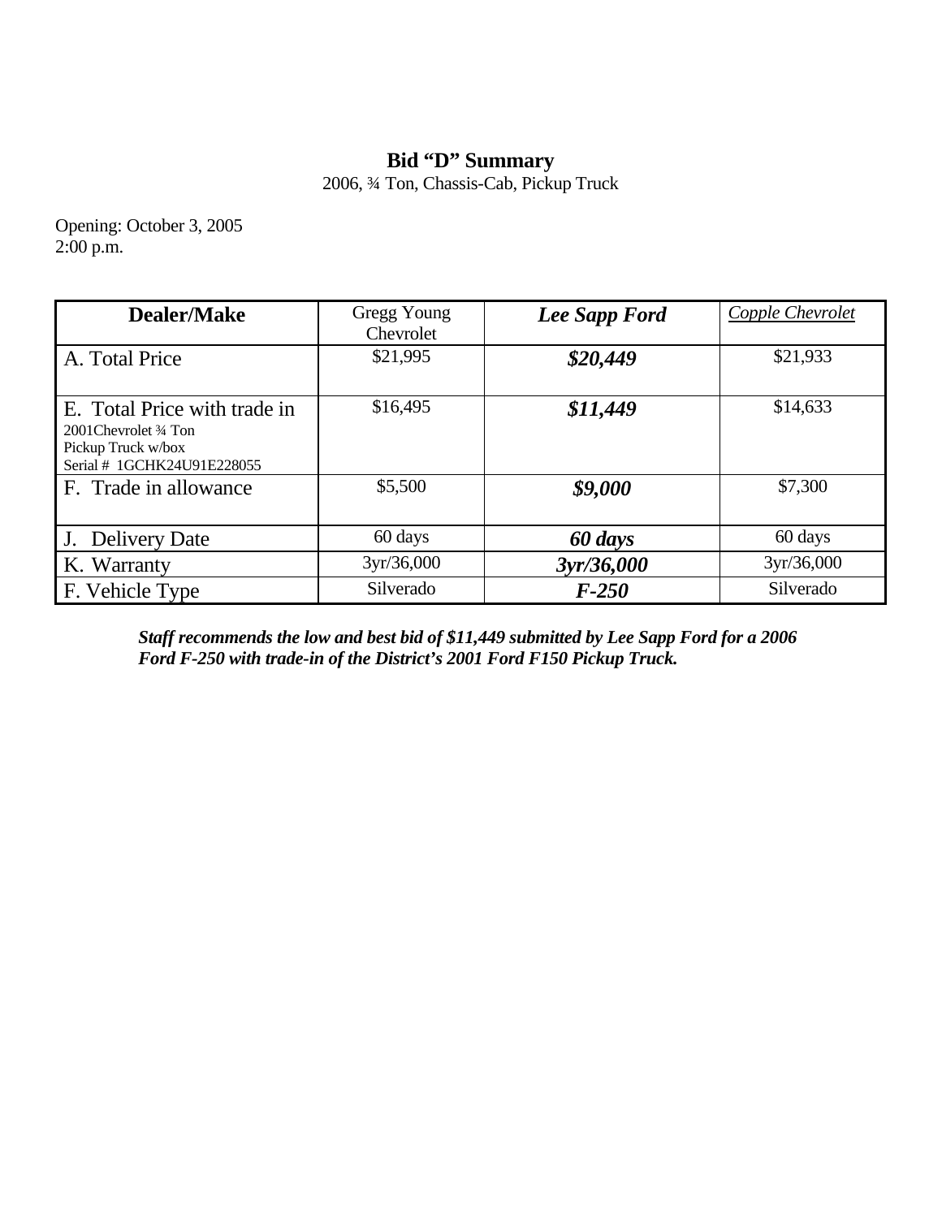**Bid "D" Summary**

2006, ¾ Ton, Chassis-Cab, Pickup Truck

Opening: October 3, 2005
2:00 p.m.

| **Dealer/Make** | Gregg Young Chevrolet | ***Lee Sapp Ford*** | *Copple Chevrolet* |
|---|---|---|---|
| A. Total Price | $21,995 | ***$20,449*** | $21,933 |
| E. Total Price with trade in 2001Chevrolet ¾ Ton Pickup Truck w/box Serial # 1GCHK24U91E228055 | $16,495 | ***$11,449*** | $14,633 |
| F. Trade in allowance | $5,500 | ***$9,000*** | $7,300 |
| J. Delivery Date | 60 days | ***60 days*** | 60 days |
| K. Warranty | 3yr/36,000 | ***3yr/36,000*** | 3yr/36,000 |
| F. Vehicle Type | Silverado | ***F-250*** | Silverado |

***Staff recommends the low and best bid of $11,449 submitted by Lee Sapp Ford for a 2006 Ford F-250 with trade-in of the District's 2001 Ford F150 Pickup Truck.***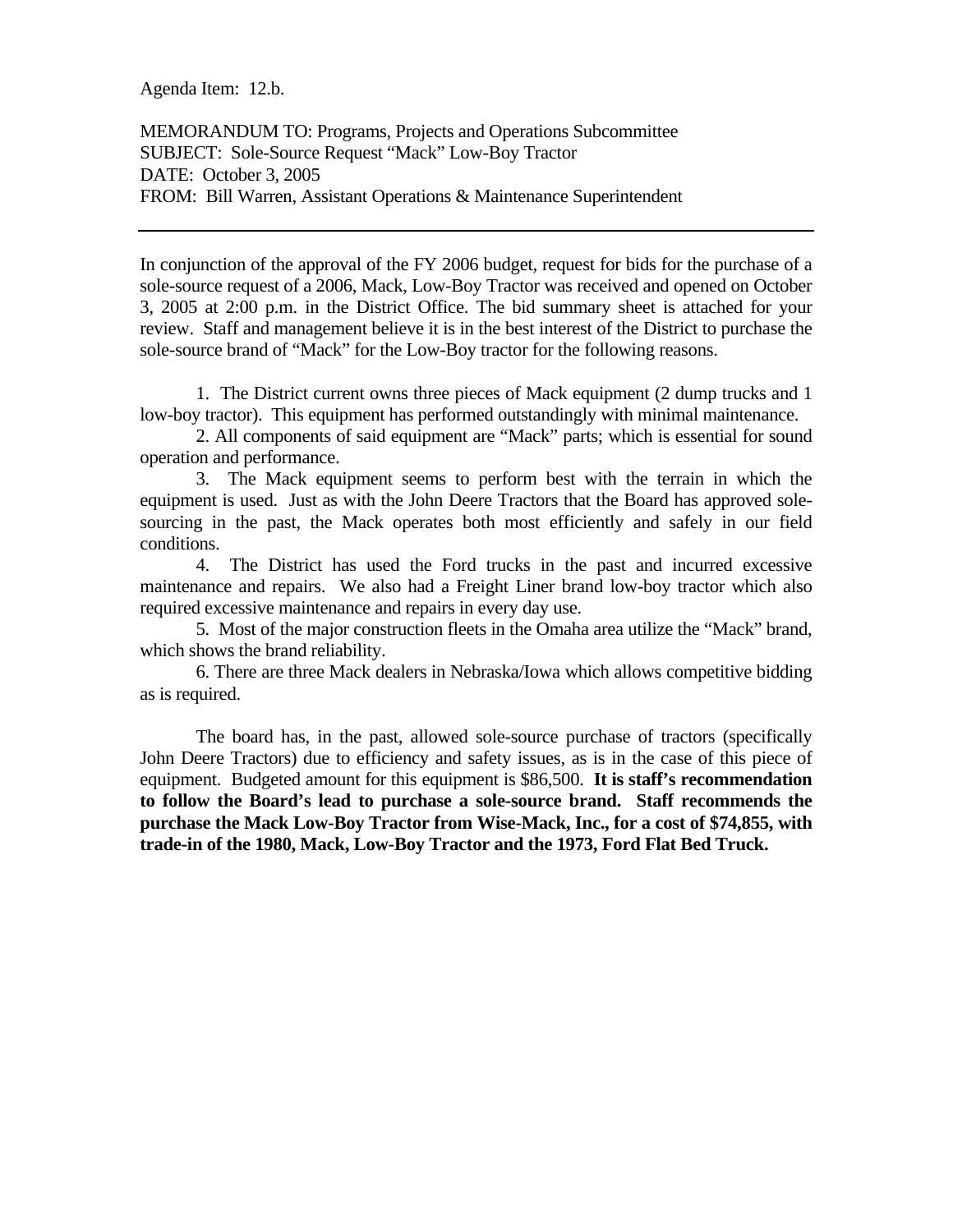Agenda Item: 12.b.

MEMORANDUM TO: Programs, Projects and Operations Subcommittee
SUBJECT: Sole-Source Request "Mack" Low-Boy Tractor
DATE: October 3, 2005
FROM: Bill Warren, Assistant Operations & Maintenance Superintendent

---

In conjunction of the approval of the FY 2006 budget, request for bids for the purchase of a sole-source request of a 2006, Mack, Low-Boy Tractor was received and opened on October 3, 2005 at 2:00 p.m. in the District Office. The bid summary sheet is attached for your review. Staff and management believe it is in the best interest of the District to purchase the sole-source brand of "Mack" for the Low-Boy tractor for the following reasons.

1. The District current owns three pieces of Mack equipment (2 dump trucks and 1 low-boy tractor). This equipment has performed outstandingly with minimal maintenance.
2. All components of said equipment are "Mack" parts; which is essential for sound operation and performance.
3. The Mack equipment seems to perform best with the terrain in which the equipment is used. Just as with the John Deere Tractors that the Board has approved sole-sourcing in the past, the Mack operates both most efficiently and safely in our field conditions.
4. The District has used the Ford trucks in the past and incurred excessive maintenance and repairs. We also had a Freight Liner brand low-boy tractor which also required excessive maintenance and repairs in every day use.
5. Most of the major construction fleets in the Omaha area utilize the "Mack" brand, which shows the brand reliability.
6. There are three Mack dealers in Nebraska/Iowa which allows competitive bidding as is required.

The board has, in the past, allowed sole-source purchase of tractors (specifically John Deere Tractors) due to efficiency and safety issues, as is in the case of this piece of equipment. Budgeted amount for this equipment is $86,500. **It is staff's recommendation to follow the Board's lead to purchase a sole-source brand. Staff recommends the purchase the Mack Low-Boy Tractor from Wise-Mack, Inc., for a cost of $74,855, with trade-in of the 1980, Mack, Low-Boy Tractor and the 1973, Ford Flat Bed Truck.**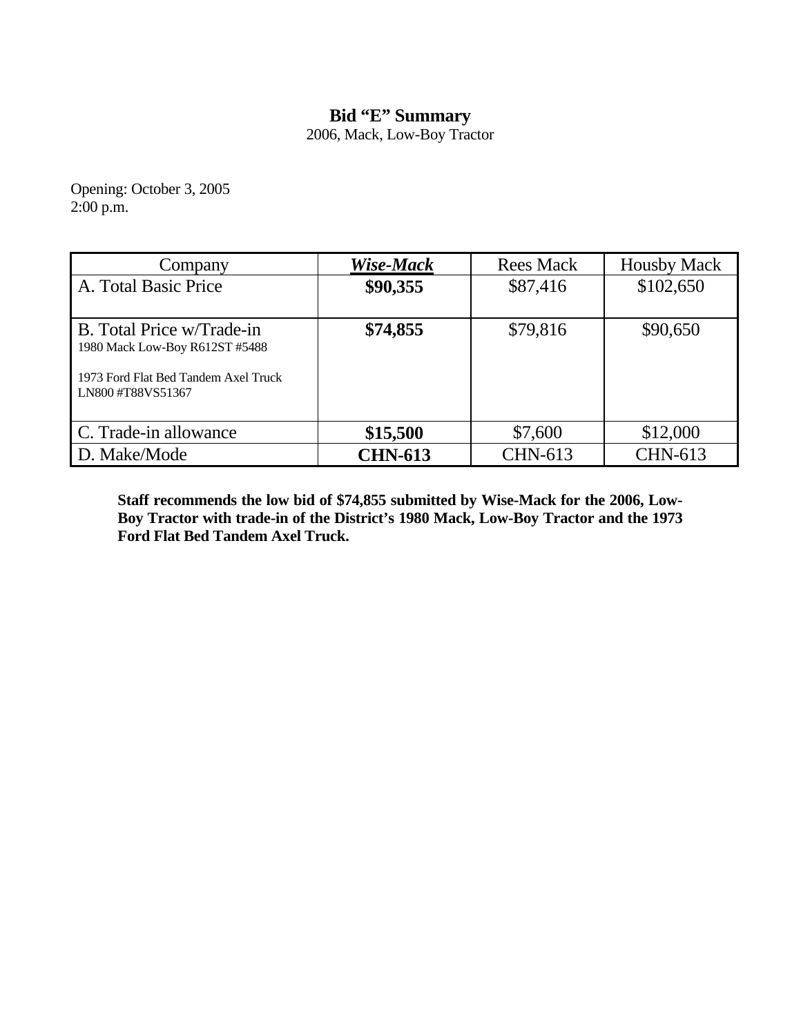**Bid "E" Summary**

2006, Mack, Low-Boy Tractor

Opening: October 3, 2005
2:00 p.m.

| Company | ***Wise-Mack*** | Rees Mack | Housby Mack |
|---|---|---|---|
| A. Total Basic Price | **$90,355** | $87,416 | $102,650 |
| B. Total Price w/Trade-in<br>1980 Mack Low-Boy R612ST #5488<br><br>1973 Ford Flat Bed Tandem Axel Truck LN800 #T88VS51367 | **$74,855** | $79,816 | $90,650 |
| C. Trade-in allowance | **$15,500** | $7,600 | $12,000 |
| D. Make/Mode | **CHN-613** | CHN-613 | CHN-613 |

**Staff recommends the low bid of $74,855 submitted by Wise-Mack for the 2006, Low-Boy Tractor with trade-in of the District's 1980 Mack, Low-Boy Tractor and the 1973 Ford Flat Bed Tandem Axel Truck.**